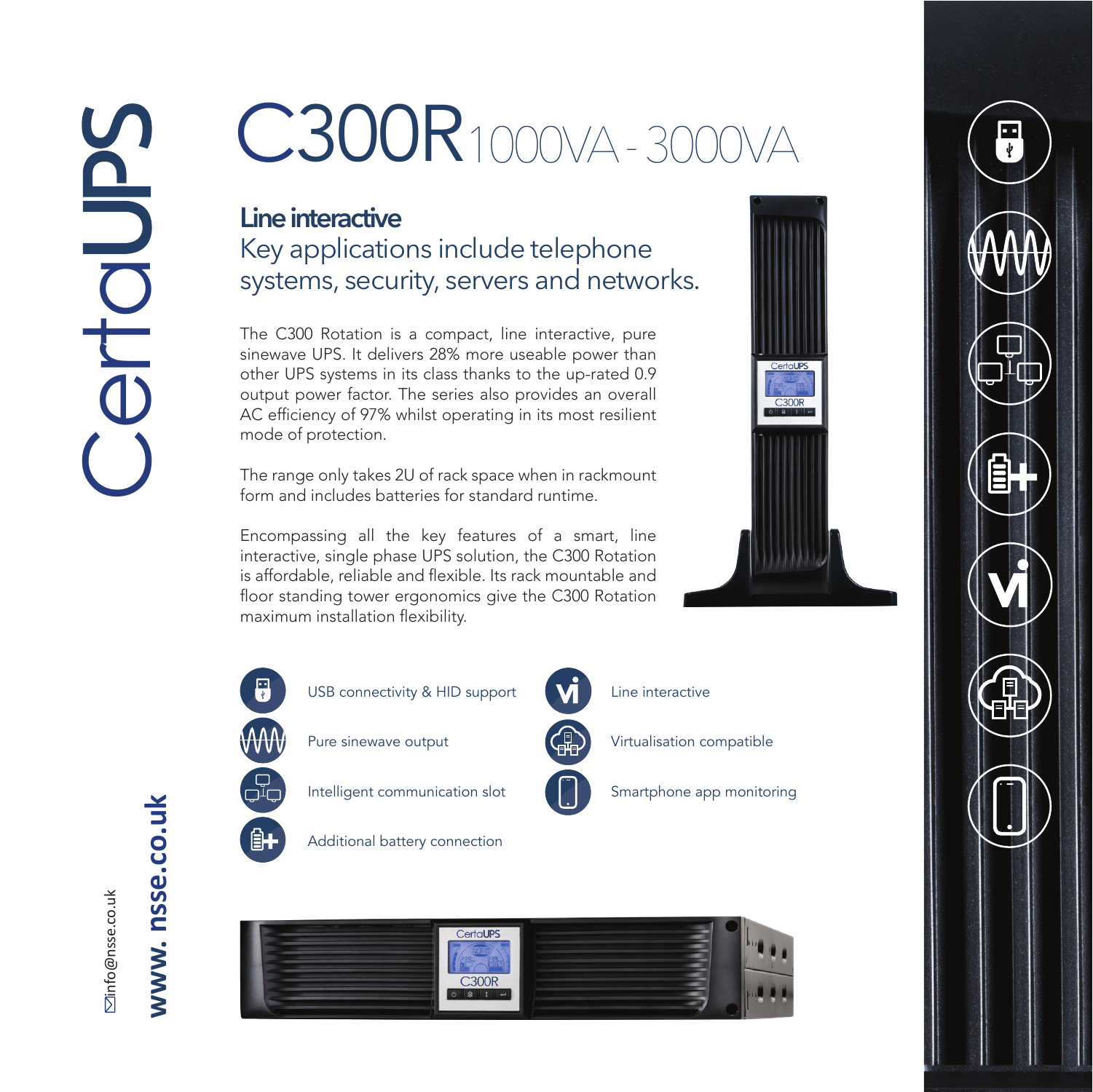# C300R 1000VA - 3000VA

## Line interactive

Key applications include telephone systems, security, servers and networks.

The C300 Rotation is a compact, line interactive, pure sinewave UPS. It delivers 28% more useable power than other UPS systems in its class thanks to the up-rated 0.9 output power factor. The series also provides an overall AC efficiency of 97% whilst operating in its most resilient mode of protection.

The range only takes 2U of rack space when in rackmount form and includes batteries for standard runtime.

Encompassing all the key features of a smart, line interactive, single phase UPS solution, the C300 Rotation is affordable, reliable and flexible. Its rack mountable and floor standing tower ergonomics give the C300 Rotation maximum installation flexibility.

- USB connectivity & HID support
- Pure sinewave output
- Intelligent communication slot
- Additional battery connection
- Line interactive
- Virtualisation compatible
- Smartphone app monitoring

info@nsse.co.uk

www. nsse.co.uk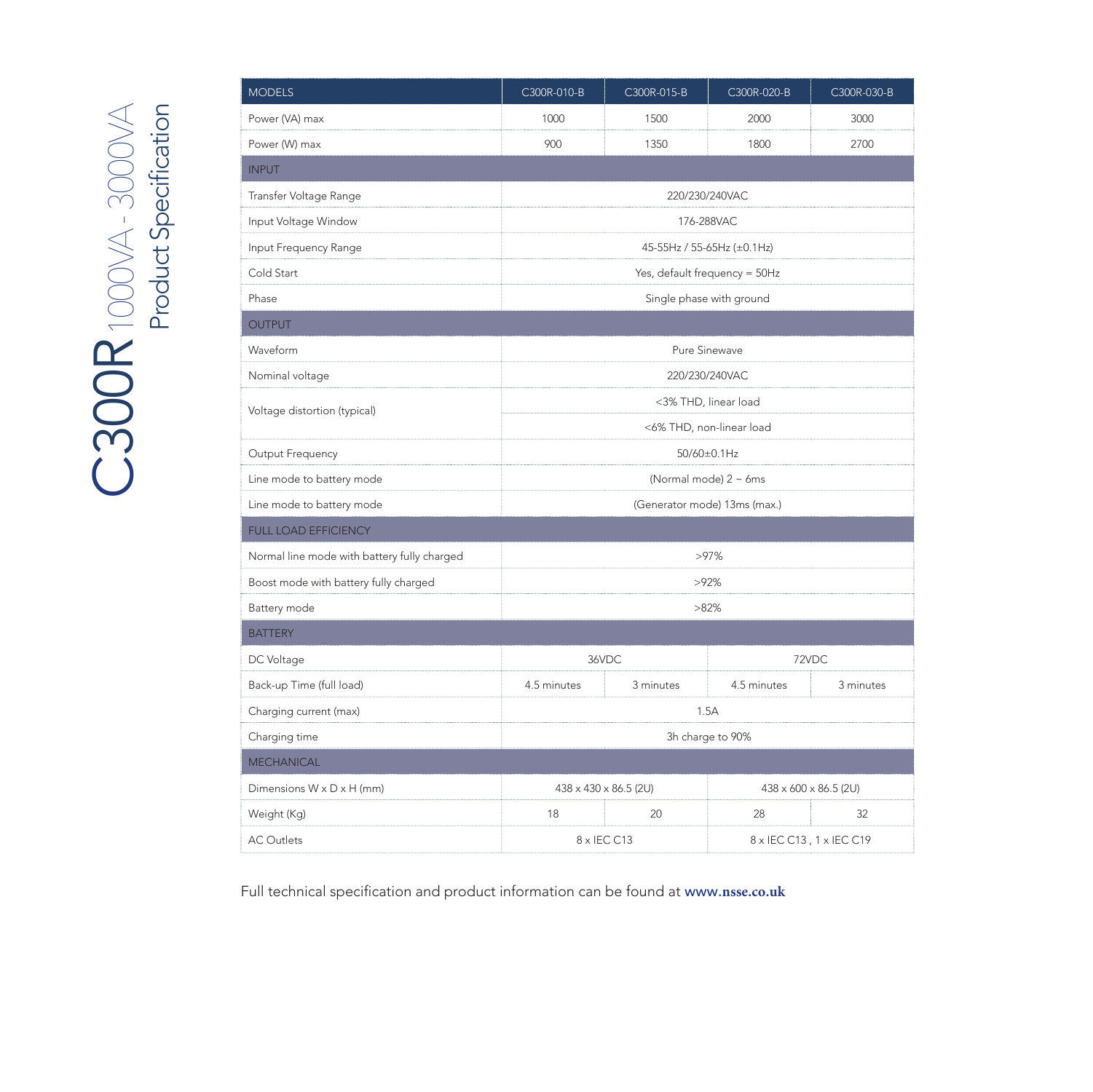# C300R 1000VA - 3000VA

## Product Specification

| MODELS | C300R-010-B | C300R-015-B | C300R-020-B | C300R-030-B |
|---|---|---|---|---|
| Power (VA) max | 1000 | 1500 | 2000 | 3000 |
| Power (W) max | 900 | 1350 | 1800 | 2700 |
| **INPUT** | | | | |
| Transfer Voltage Range | 220/230/240VAC | | | |
| Input Voltage Window | 176-288VAC | | | |
| Input Frequency Range | 45-55Hz / 55-65Hz (±0.1Hz) | | | |
| Cold Start | Yes, default frequency = 50Hz | | | |
| Phase | Single phase with ground | | | |
| **OUTPUT** | | | | |
| Waveform | Pure Sinewave | | | |
| Nominal voltage | 220/230/240VAC | | | |
| Voltage distortion (typical) | <3% THD, linear load | | | |
| | <6% THD, non-linear load | | | |
| Output Frequency | 50/60±0.1Hz | | | |
| Line mode to battery mode | (Normal mode) 2 ~ 6ms | | | |
| Line mode to battery mode | (Generator mode) 13ms (max.) | | | |
| **FULL LOAD EFFICIENCY** | | | | |
| Normal line mode with battery fully charged | >97% | | | |
| Boost mode with battery fully charged | >92% | | | |
| Battery mode | >82% | | | |
| **BATTERY** | | | | |
| DC Voltage | 36VDC | | 72VDC | |
| Back-up Time (full load) | 4.5 minutes | 3 minutes | 4.5 minutes | 3 minutes |
| Charging current (max) | 1.5A | | | |
| Charging time | 3h charge to 90% | | | |
| **MECHANICAL** | | | | |
| Dimensions W x D x H (mm) | 438 x 430 x 86.5 (2U) | | 438 x 600 x 86.5 (2U) | |
| Weight (Kg) | 18 | 20 | 28 | 32 |
| AC Outlets | 8 x IEC C13 | | 8 x IEC C13 , 1 x IEC C19 | |

Full technical specification and product information can be found at **www.nsse.co.uk**